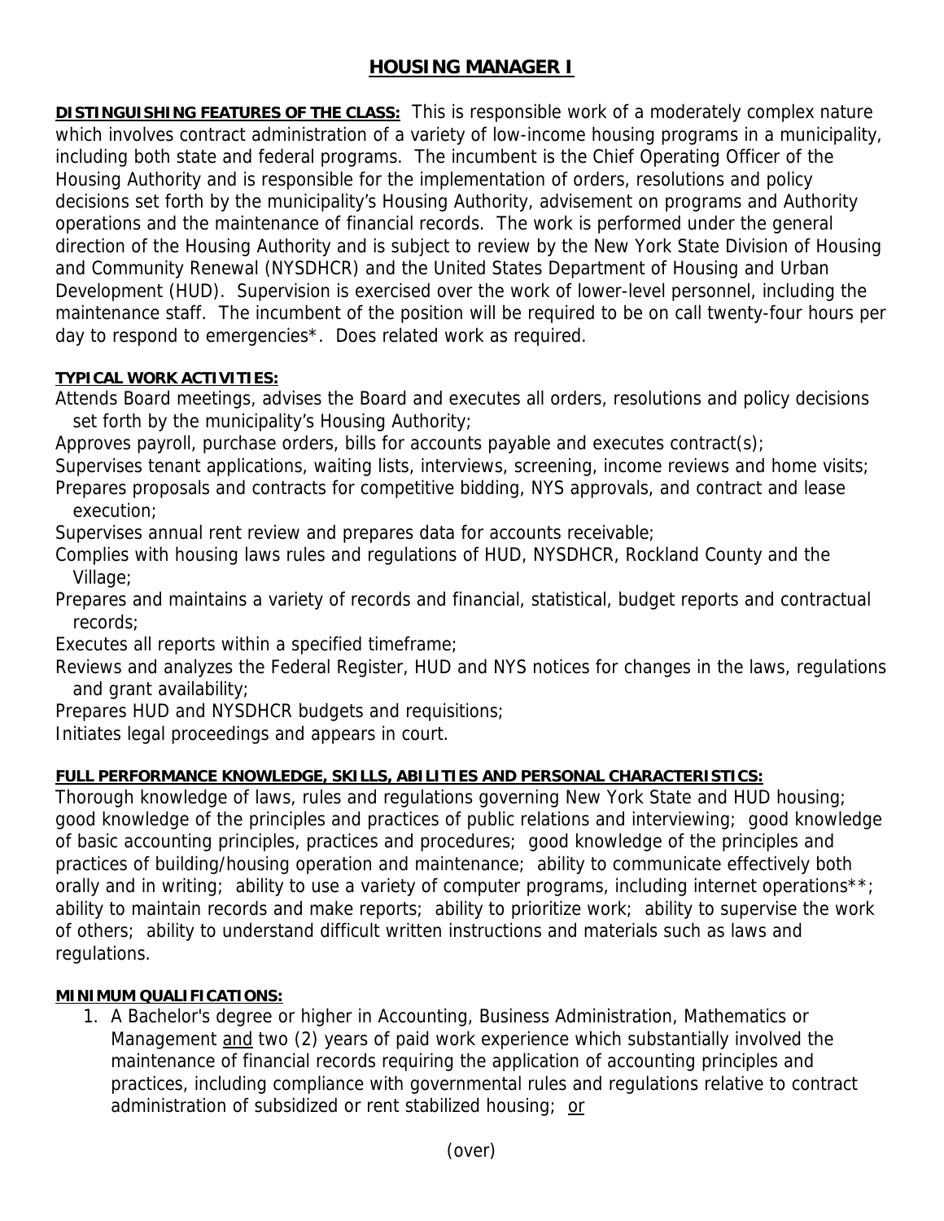# HOUSING MANAGER I

**DISTINGUISHING FEATURES OF THE CLASS:** This is responsible work of a moderately complex nature which involves contract administration of a variety of low-income housing programs in a municipality, including both state and federal programs. The incumbent is the Chief Operating Officer of the Housing Authority and is responsible for the implementation of orders, resolutions and policy decisions set forth by the municipality's Housing Authority, advisement on programs and Authority operations and the maintenance of financial records. The work is performed under the general direction of the Housing Authority and is subject to review by the New York State Division of Housing and Community Renewal (NYSDHCR) and the United States Department of Housing and Urban Development (HUD). Supervision is exercised over the work of lower-level personnel, including the maintenance staff. The incumbent of the position will be required to be on call twenty-four hours per day to respond to emergencies*. Does related work as required.

**TYPICAL WORK ACTIVITIES:**

Attends Board meetings, advises the Board and executes all orders, resolutions and policy decisions set forth by the municipality's Housing Authority;

Approves payroll, purchase orders, bills for accounts payable and executes contract(s);

Supervises tenant applications, waiting lists, interviews, screening, income reviews and home visits;

Prepares proposals and contracts for competitive bidding, NYS approvals, and contract and lease execution;

Supervises annual rent review and prepares data for accounts receivable;

Complies with housing laws rules and regulations of HUD, NYSDHCR, Rockland County and the Village;

Prepares and maintains a variety of records and financial, statistical, budget reports and contractual records;

Executes all reports within a specified timeframe;

Reviews and analyzes the Federal Register, HUD and NYS notices for changes in the laws, regulations and grant availability;

Prepares HUD and NYSDHCR budgets and requisitions;

Initiates legal proceedings and appears in court.

**FULL PERFORMANCE KNOWLEDGE, SKILLS, ABILITIES AND PERSONAL CHARACTERISTICS:**

Thorough knowledge of laws, rules and regulations governing New York State and HUD housing; good knowledge of the principles and practices of public relations and interviewing; good knowledge of basic accounting principles, practices and procedures; good knowledge of the principles and practices of building/housing operation and maintenance; ability to communicate effectively both orally and in writing; ability to use a variety of computer programs, including internet operations**; ability to maintain records and make reports; ability to prioritize work; ability to supervise the work of others; ability to understand difficult written instructions and materials such as laws and regulations.

**MINIMUM QUALIFICATIONS:**

1. A Bachelor's degree or higher in Accounting, Business Administration, Mathematics or Management <u>and</u> two (2) years of paid work experience which substantially involved the maintenance of financial records requiring the application of accounting principles and practices, including compliance with governmental rules and regulations relative to contract administration of subsidized or rent stabilized housing; <u>or</u>

(over)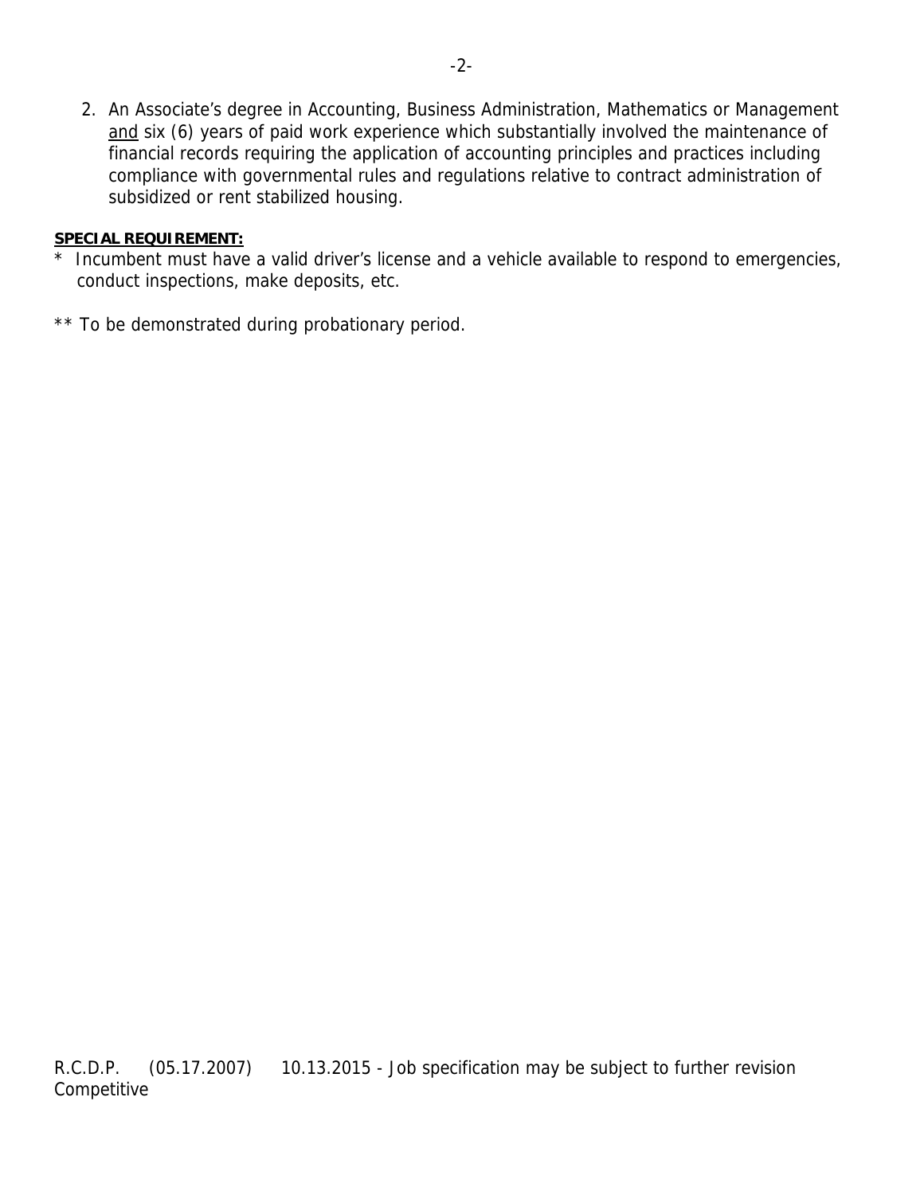2. An Associate's degree in Accounting, Business Administration, Mathematics or Management <u>and</u> six (6) years of paid work experience which substantially involved the maintenance of financial records requiring the application of accounting principles and practices including compliance with governmental rules and regulations relative to contract administration of subsidized or rent stabilized housing.

**<u>SPECIAL REQUIREMENT:</u>**

\* Incumbent must have a valid driver's license and a vehicle available to respond to emergencies, conduct inspections, make deposits, etc.

** To be demonstrated during probationary period.

R.C.D.P. (05.17.2007) 10.13.2015 - Job specification may be subject to further revision
Competitive